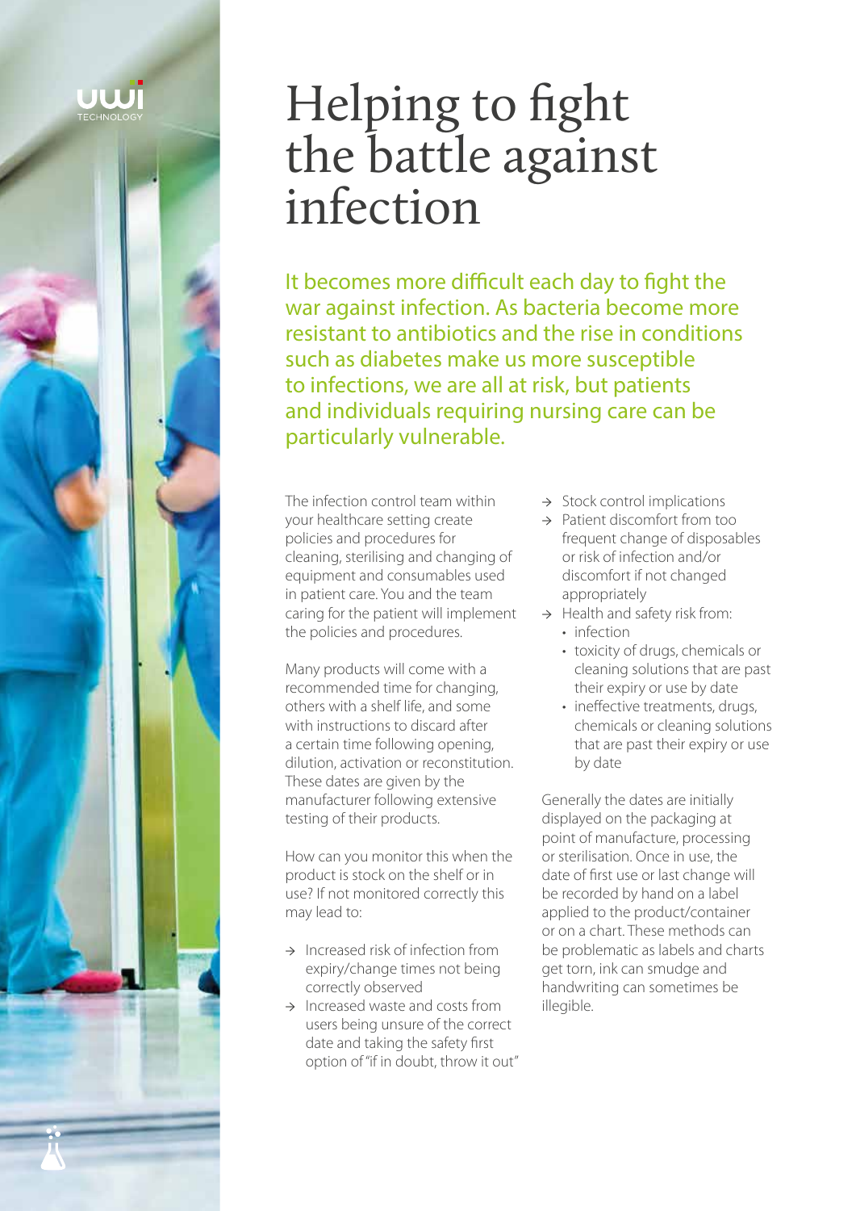# Helping to fight the battle against infection

It becomes more difficult each day to fight the war against infection. As bacteria become more resistant to antibiotics and the rise in conditions such as diabetes make us more susceptible to infections, we are all at risk, but patients and individuals requiring nursing care can be particularly vulnerable.

The infection control team within your healthcare setting create policies and procedures for cleaning, sterilising and changing of equipment and consumables used in patient care. You and the team caring for the patient will implement the policies and procedures.

Many products will come with a recommended time for changing, others with a shelf life, and some with instructions to discard after a certain time following opening, dilution, activation or reconstitution. These dates are given by the manufacturer following extensive testing of their products.

How can you monitor this when the product is stock on the shelf or in use? If not monitored correctly this may lead to:

- → Increased risk of infection from expiry/change times not being correctly observed
- → Increased waste and costs from users being unsure of the correct date and taking the safety first option of "if in doubt, throw it out"
- → Stock control implications
- → Patient discomfort from too frequent change of disposables or risk of infection and/or discomfort if not changed appropriately
- → Health and safety risk from:
  - infection
  - toxicity of drugs, chemicals or cleaning solutions that are past their expiry or use by date
  - ineffective treatments, drugs, chemicals or cleaning solutions that are past their expiry or use by date

Generally the dates are initially displayed on the packaging at point of manufacture, processing or sterilisation. Once in use, the date of first use or last change will be recorded by hand on a label applied to the product/container or on a chart. These methods can be problematic as labels and charts get torn, ink can smudge and handwriting can sometimes be illegible.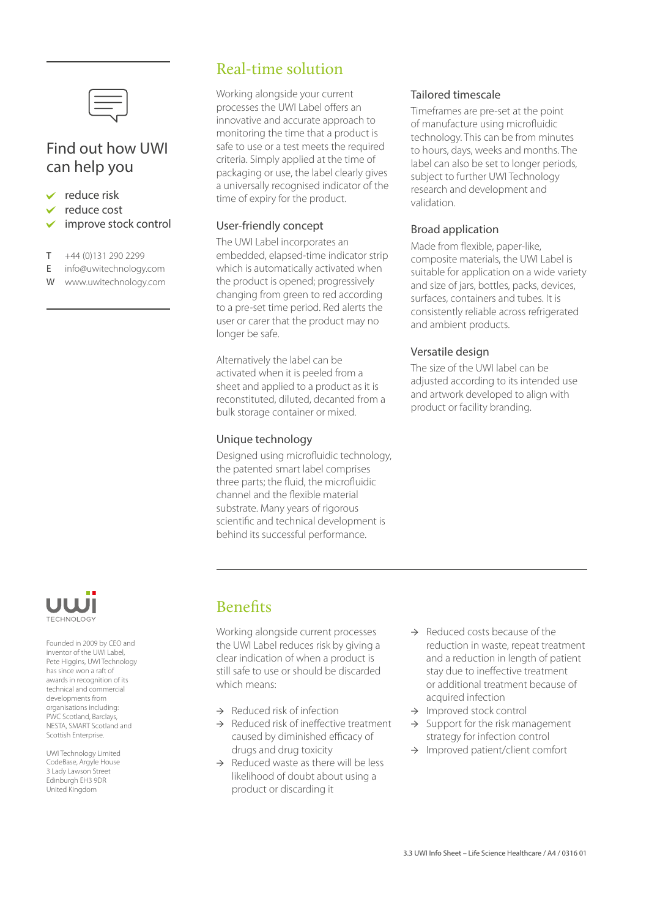## Find out how UWI can help you

- ✔ reduce risk
- ✔ reduce cost
- ✔ improve stock control

T +44 (0)131 290 2299
E info@uwitechnology.com
W www.uwitechnology.com

# Real-time solution

Working alongside your current processes the UWI Label offers an innovative and accurate approach to monitoring the time that a product is safe to use or a test meets the required criteria. Simply applied at the time of packaging or use, the label clearly gives a universally recognised indicator of the time of expiry for the product.

### User-friendly concept

The UWI Label incorporates an embedded, elapsed-time indicator strip which is automatically activated when the product is opened; progressively changing from green to red according to a pre-set time period. Red alerts the user or carer that the product may no longer be safe.

Alternatively the label can be activated when it is peeled from a sheet and applied to a product as it is reconstituted, diluted, decanted from a bulk storage container or mixed.

### Unique technology

Designed using microfluidic technology, the patented smart label comprises three parts; the fluid, the microfluidic channel and the flexible material substrate. Many years of rigorous scientific and technical development is behind its successful performance.

### Tailored timescale

Timeframes are pre-set at the point of manufacture using microfluidic technology. This can be from minutes to hours, days, weeks and months. The label can also be set to longer periods, subject to further UWI Technology research and development and validation.

### Broad application

Made from flexible, paper-like, composite materials, the UWI Label is suitable for application on a wide variety and size of jars, bottles, packs, devices, surfaces, containers and tubes. It is consistently reliable across refrigerated and ambient products.

### Versatile design

The size of the UWI label can be adjusted according to its intended use and artwork developed to align with product or facility branding.

# Benefits

Working alongside current processes the UWI Label reduces risk by giving a clear indication of when a product is still safe to use or should be discarded which means:

- → Reduced risk of infection
- → Reduced risk of ineffective treatment caused by diminished efficacy of drugs and drug toxicity
- → Reduced waste as there will be less likelihood of doubt about using a product or discarding it
- → Reduced costs because of the reduction in waste, repeat treatment and a reduction in length of patient stay due to ineffective treatment or additional treatment because of acquired infection
- → Improved stock control
- → Support for the risk management strategy for infection control
- → Improved patient/client comfort

UWI TECHNOLOGY

Founded in 2009 by CEO and inventor of the UWI Label, Pete Higgins, UWI Technology has since won a raft of awards in recognition of its technical and commercial developments from organisations including: PWC Scotland, Barclays, NESTA, SMART Scotland and Scottish Enterprise.

UWI Technology Limited
CodeBase, Argyle House
3 Lady Lawson Street
Edinburgh EH3 9DR
United Kingdom

3.3 UWI Info Sheet – Life Science Healthcare / A4 / 0316 01